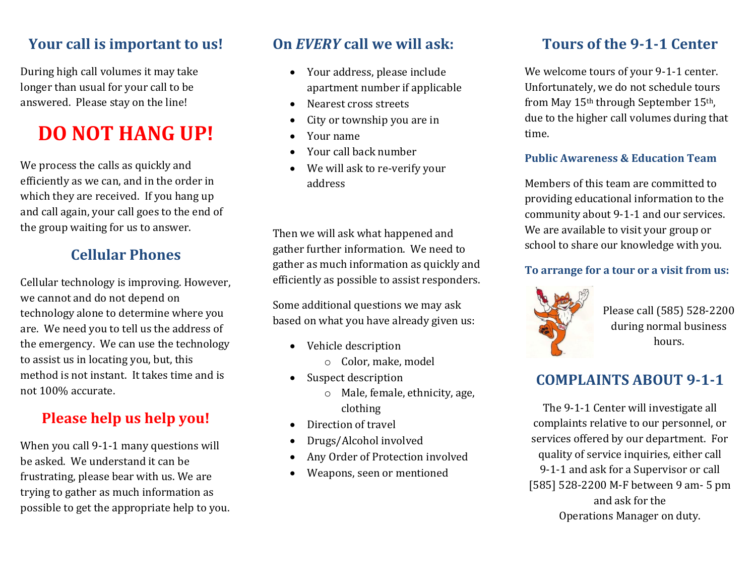## Your call is important to us!

During high call volumes it may take longer than usual for your call to be answered. Please stay on the line!

# DO NOT HANG UP!

We process the calls as quickly and efficiently as we can, and in the order in which they are received. If you hang up and call again, your call goes to the end of the group waiting for us to answer.

## Cellular Phones

Cellular technology is improving. However, we cannot and do not depend on technology alone to determine where you are. We need you to tell us the address of the emergency. We can use the technology to assist us in locating you, but, this method is not instant. It takes time and is not 100% accurate.

## Please help us help you!

When you call 9-1-1 many questions will be asked. We understand it can be frustrating, please bear with us. We are trying to gather as much information as possible to get the appropriate help to you.

## On *EVERY* call we will ask:

- Your address, please include apartment number if applicable
- Nearest cross streets
- City or township you are in
- Your name
- Your call back number
- We will ask to re-verify your address

Then we will ask what happened and gather further information. We need to gather as much information as quickly and efficiently as possible to assist responders.

Some additional questions we may ask based on what you have already given us:

- Vehicle description
  - Color, make, model
- Suspect description
  - Male, female, ethnicity, age, clothing
- Direction of travel
- Drugs/Alcohol involved
- Any Order of Protection involved
- Weapons, seen or mentioned

## Tours of the 9-1-1 Center

We welcome tours of your 9-1-1 center. Unfortunately, we do not schedule tours from May 15th through September 15th, due to the higher call volumes during that time.

### Public Awareness & Education Team

Members of this team are committed to providing educational information to the community about 9-1-1 and our services. We are available to visit your group or school to share our knowledge with you.

### To arrange for a tour or a visit from us:

Please call (585) 528-2200 during normal business hours.

## COMPLAINTS ABOUT 9-1-1

The 9-1-1 Center will investigate all complaints relative to our personnel, or services offered by our department. For quality of service inquiries, either call 9-1-1 and ask for a Supervisor or call [585] 528-2200 M-F between 9 am- 5 pm and ask for the Operations Manager on duty.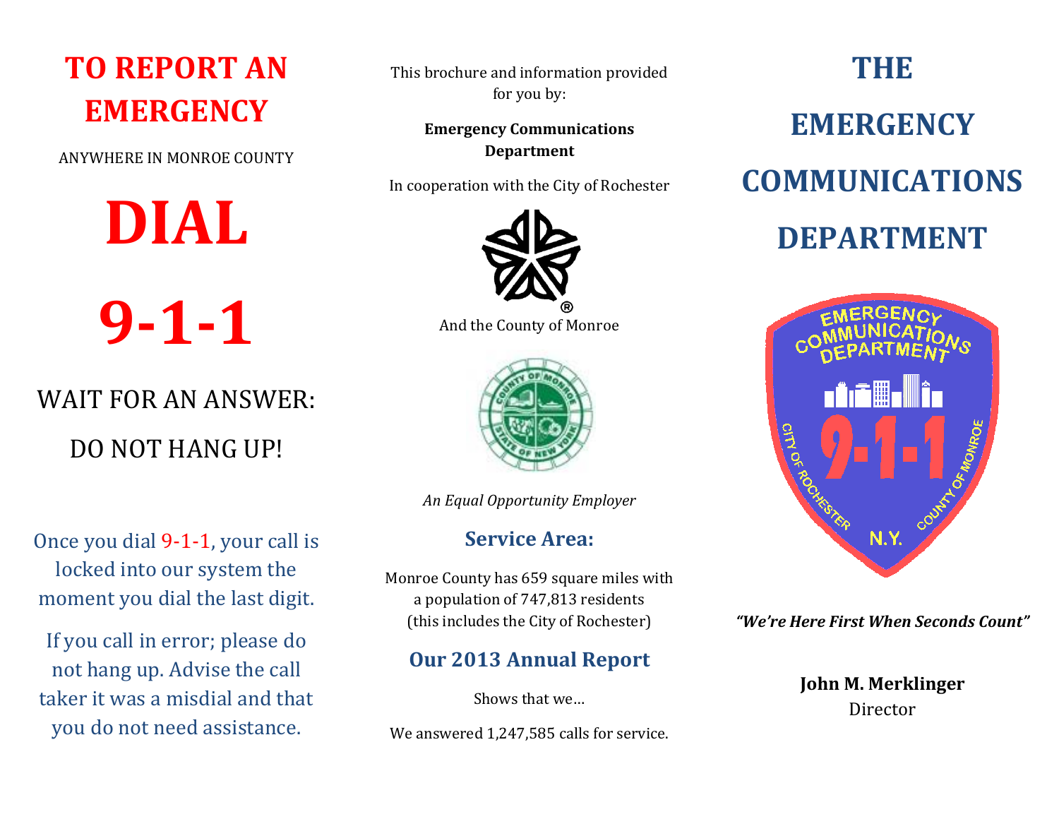# TO REPORT AN EMERGENCY

ANYWHERE IN MONROE COUNTY

# DIAL

# 9-1-1

WAIT FOR AN ANSWER:

DO NOT HANG UP!

Once you dial 9-1-1, your call is locked into our system the moment you dial the last digit.

If you call in error; please do not hang up. Advise the call taker it was a misdial and that you do not need assistance.

This brochure and information provided for you by:

**Emergency Communications Department**

In cooperation with the City of Rochester

And the County of Monroe

*An Equal Opportunity Employer*

## Service Area:

Monroe County has 659 square miles with a population of 747,813 residents (this includes the City of Rochester)

## Our 2013 Annual Report

Shows that we…

We answered 1,247,585 calls for service.

# THE EMERGENCY COMMUNICATIONS DEPARTMENT

***"We're Here First When Seconds Count"***

**John M. Merklinger**
Director